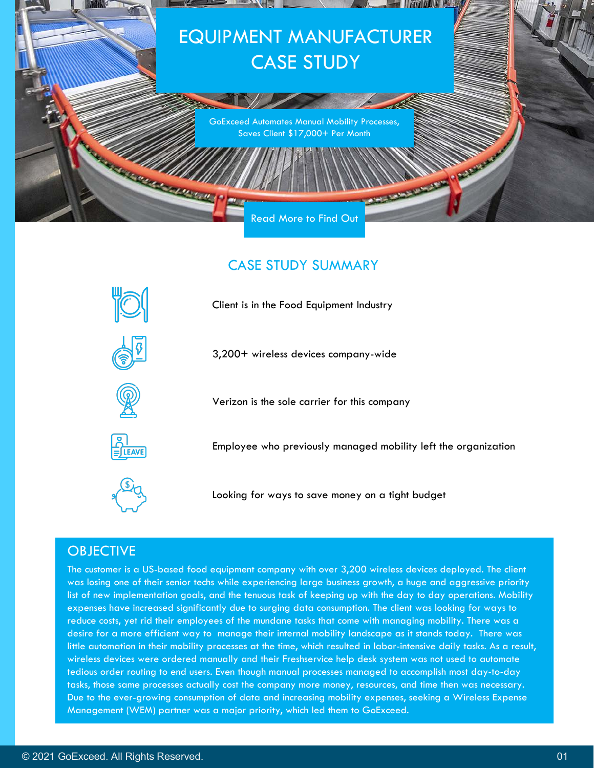# EQUIPMENT MANUFACTURER CASE STUDY

GoExceed Automates Manual Mobility Processes, Saves Client $17,000+ Per Month

Read More to Find Out

## CASE STUDY SUMMARY

- Client is in the Food Equipment Industry
- 3,200+ wireless devices company-wide
- Verizon is the sole carrier for this company
- Employee who previously managed mobility left the organization
- Looking for ways to save money on a tight budget

## OBJECTIVE

The customer is a US-based food equipment company with over 3,200 wireless devices deployed. The client was losing one of their senior techs while experiencing large business growth, a huge and aggressive priority list of new implementation goals, and the tenuous task of keeping up with the day to day operations. Mobility expenses have increased significantly due to surging data consumption. The client was looking for ways to reduce costs, yet rid their employees of the mundane tasks that come with managing mobility. There was a desire for a more efficient way to manage their internal mobility landscape as it stands today. There was little automation in their mobility processes at the time, which resulted in labor-intensive daily tasks. As a result, wireless devices were ordered manually and their Freshservice help desk system was not used to automate tedious order routing to end users. Even though manual processes managed to accomplish most day-to-day tasks, those same processes actually cost the company more money, resources, and time then was necessary. Due to the ever-growing consumption of data and increasing mobility expenses, seeking a Wireless Expense Management (WEM) partner was a major priority, which led them to GoExceed.

© 2021 GoExceed. All Rights Reserved.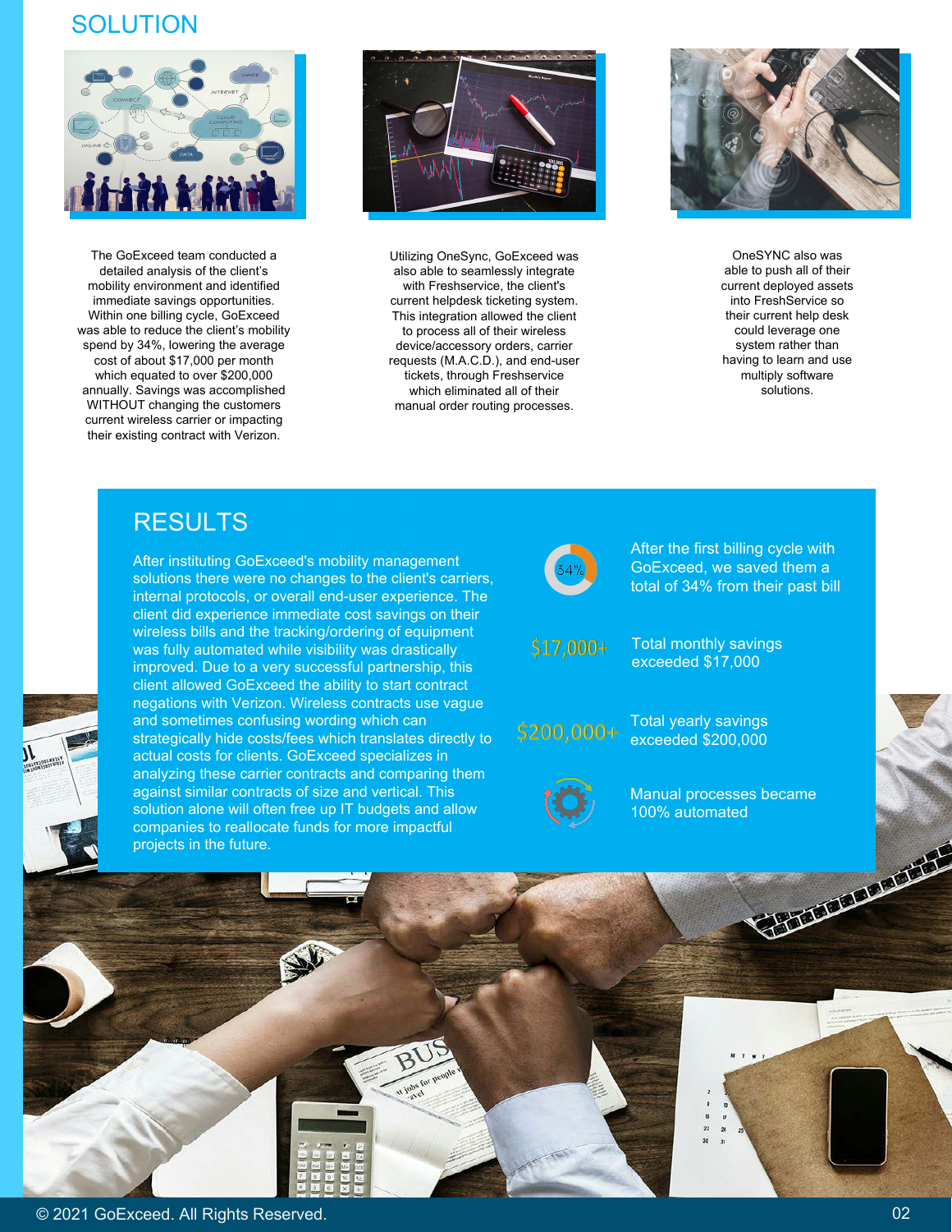# SOLUTION

The GoExceed team conducted a detailed analysis of the client's mobility environment and identified immediate savings opportunities. Within one billing cycle, GoExceed was able to reduce the client's mobility spend by 34%, lowering the average cost of about $17,000 per month which equated to over $200,000 annually. Savings was accomplished WITHOUT changing the customers current wireless carrier or impacting their existing contract with Verizon.

Utilizing OneSync, GoExceed was also able to seamlessly integrate with Freshservice, the client's current helpdesk ticketing system. This integration allowed the client to process all of their wireless device/accessory orders, carrier requests (M.A.C.D.), and end-user tickets, through Freshservice which eliminated all of their manual order routing processes.

OneSYNC also was able to push all of their current deployed assets into FreshService so their current help desk could leverage one system rather than having to learn and use multiply software solutions.

## RESULTS

After instituting GoExceed's mobility management solutions there were no changes to the client's carriers, internal protocols, or overall end-user experience. The client did experience immediate cost savings on their wireless bills and the tracking/ordering of equipment was fully automated while visibility was drastically improved. Due to a very successful partnership, this client allowed GoExceed the ability to start contract negations with Verizon. Wireless contracts use vague and sometimes confusing wording which can strategically hide costs/fees which translates directly to actual costs for clients. GoExceed specializes in analyzing these carrier contracts and comparing them against similar contracts of size and vertical. This solution alone will often free up IT budgets and allow companies to reallocate funds for more impactful projects in the future.

34%

After the first billing cycle with GoExceed, we saved them a total of 34% from their past bill

$17,000+

Total monthly savings exceeded $17,000

$200,000+

Total yearly savings exceeded $200,000

Manual processes became 100% automated

© 2021 GoExceed. All Rights Reserved.